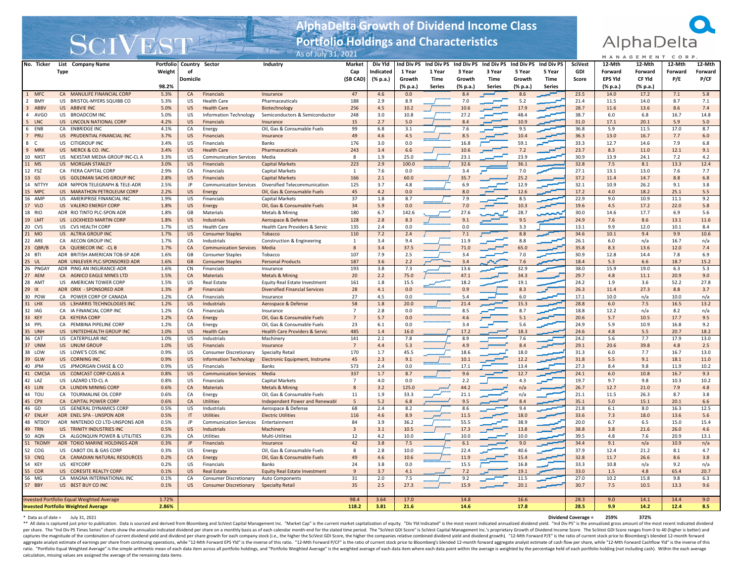# AlphaDelta Growth of Dividend Income Class

## Portfolio Holdings and Characteristics

As of July 31, 2021

SciVest | AlphaDelta Management Corp.

| No. | Ticker | List Type | Company Name | Portfolio Weight | Country of Domicile | Sector | Industry | Market Cap ($B CAD) | Div Yld Indicated (% p.a.) | Ind Div PS 1 Year Growth (% p.a.) | Ind Div PS 1 Year Time Series | Ind Div PS 3 Year Growth (% p.a.) | Ind Div PS 3 Year Time Series | Ind Div PS 5 Year Growth (% p.a.) | Ind Div PS 5 Year Time Series | SciVest GDI Score | 12-Mth Forward EPS Yld (% p.a.) | 12-Mth Forward CF Yld (% p.a.) | 12-Mth Forward P/E | 12-Mth Forward P/CF |
|---|---|---|---|---|---|---|---|---|---|---|---|---|---|---|---|---|---|---|---|---|
| | | | | 98.2% | | | | | | | | | | | | | | | | |
| 1 | MFC | CA | MANULIFE FINANCIAL CORP | 5.3% | CA | Financials | Insurance | 47 | 4.6 | 0.0 | | 8.4 | | 8.6 | | 23.5 | 14.0 | 17.2 | 7.1 | 5.8 |
| 2 | BMY | US | BRISTOL-MYERS SQUIBB CO | 5.3% | US | Health Care | Pharmaceuticals | 188 | 2.9 | 8.9 | | 7.0 | | 5.2 | | 21.4 | 11.5 | 14.0 | 8.7 | 7.1 |
| 3 | ABBV | US | ABBVIE INC | 5.0% | US | Health Care | Biotechnology | 256 | 4.5 | 10.2 | | 10.6 | | 17.9 | | 28.7 | 11.6 | 13.6 | 8.6 | 7.4 |
| 4 | AVGO | US | BROADCOM INC | 5.0% | US | Information Technology | Semiconductors & Semiconductor | 248 | 3.0 | 10.8 | | 27.2 | | 48.4 | | 38.7 | 6.0 | 6.8 | 16.7 | 14.8 |
| 5 | LNC | US | LINCOLN NATIONAL CORP | 4.2% | US | Financials | Insurance | 15 | 2.7 | 5.0 | | 8.4 | | 10.9 | | 31.0 | 17.1 | 20.1 | 5.9 | 5.0 |
| 6 | ENB | CA | ENBRIDGE INC | 4.1% | CA | Energy | Oil, Gas & Consumable Fuels | 99 | 6.8 | 3.1 | | 7.6 | | 9.5 | | 36.8 | 5.9 | 11.5 | 17.0 | 8.7 |
| 7 | PRU | US | PRUDENTIAL FINANCIAL INC | 3.7% | US | Financials | Insurance | 49 | 4.6 | 4.5 | | 8.5 | | 10.4 | | 36.3 | 13.0 | 16.7 | 7.7 | 6.0 |
| 8 | C | US | CITIGROUP INC | 3.4% | US | Financials | Banks | 176 | 3.0 | 0.0 | | 16.8 | | 59.1 | | 33.3 | 12.7 | 14.6 | 7.9 | 6.8 |
| 9 | MRK | US | MERCK & CO. INC. | 3.4% | US | Health Care | Pharmaceuticals | 243 | 3.4 | 6.6 | | 10.6 | | 7.2 | | 23.7 | 8.3 | 11.0 | 12.1 | 9.1 |
| 10 | NXST | US | NEXSTAR MEDIA GROUP INC-CL A | 3.3% | US | Communication Services | Media | 8 | 1.9 | 25.0 | | 23.1 | | 23.9 | | 30.9 | 13.9 | 24.1 | 7.2 | 4.2 |
| 11 | MS | US | MORGAN STANLEY | 3.0% | US | Financials | Capital Markets | 223 | 2.9 | 100.0 | | 32.6 | | 36.1 | | 32.8 | 7.5 | 8.1 | 13.3 | 12.4 |
| 12 | FSZ | CA | FIERA CAPITAL CORP | 2.9% | CA | Financials | Capital Markets | 1 | 7.6 | 0.0 | | 3.4 | | 7.0 | | 27.1 | 13.1 | 13.0 | 7.6 | 7.7 |
| 13 | GS | US | GOLDMAN SACHS GROUP INC | 2.8% | US | Financials | Capital Markets | 166 | 2.1 | 60.0 | | 35.7 | | 25.2 | | 37.2 | 11.4 | 14.7 | 8.8 | 6.8 |
| 14 | NTTYY | ADR | NIPPON TELEGRAPH & TELE-ADR | 2.5% | JP | Communication Services | Diversified Telecommunication | 125 | 3.7 | 4.8 | | 6.9 | | 12.9 | | 32.1 | 10.9 | 26.2 | 9.1 | 3.8 |
| 15 | MPC | US | MARATHON PETROLEUM CORP | 2.2% | US | Energy | Oil, Gas & Consumable Fuels | 45 | 4.2 | 0.0 | | 8.0 | | 12.6 | | 17.2 | 4.0 | 18.2 | 25.1 | 5.5 |
| 16 | AMP | US | AMERIPRISE FINANCIAL INC | 1.9% | US | Financials | Capital Markets | 37 | 1.8 | 8.7 | | 7.9 | | 8.5 | | 22.9 | 9.0 | 10.9 | 11.1 | 9.2 |
| 17 | VLO | US | VALERO ENERGY CORP | 1.8% | US | Energy | Oil, Gas & Consumable Fuels | 34 | 5.9 | 0.0 | | 7.0 | | 10.3 | | 19.6 | 4.5 | 17.2 | 22.0 | 5.8 |
| 18 | RIO | ADR | RIO TINTO PLC-SPON ADR | 1.8% | GB | Materials | Metals & Mining | 180 | 6.7 | 142.6 | | 27.6 | | 28.7 | | 30.0 | 14.6 | 17.7 | 6.9 | 5.6 |
| 19 | LMT | US | LOCKHEED MARTIN CORP | 1.8% | US | Industrials | Aerospace & Defense | 128 | 2.8 | 8.3 | | 9.1 | | 9.5 | | 24.9 | 7.6 | 8.6 | 13.1 | 11.6 |
| 20 | CVS | US | CVS HEALTH CORP | 1.7% | US | Health Care | Health Care Providers & Servic | 135 | 2.4 | 0.0 | | 0.0 | | 3.3 | | 13.1 | 9.9 | 12.0 | 10.1 | 8.4 |
| 21 | MO | US | ALTRIA GROUP INC | 1.7% | US | Consumer Staples | Tobacco | 110 | 7.2 | 2.4 | | 7.1 | | 8.8 | | 34.6 | 10.1 | 9.4 | 9.9 | 10.6 |
| 22 | ARE | CA | AECON GROUP INC | 1.7% | CA | Industrials | Construction & Engineering | 1 | 3.4 | 9.4 | | 11.9 | | 8.8 | | 26.1 | 6.0 | n/a | 16.7 | n/a |
| 23 | QBR/B | CA | QUEBECOR INC -CL B | 1.7% | CA | Communication Services | Media | 8 | 3.4 | 37.5 | | 71.0 | | 65.0 | | 35.8 | 8.3 | 13.6 | 12.0 | 7.4 |
| 24 | BTI | ADR | BRITISH AMERICAN TOB-SP ADR | 1.6% | GB | Consumer Staples | Tobacco | 107 | 7.9 | 2.5 | | 3.4 | | 7.0 | | 30.9 | 12.8 | 14.4 | 7.8 | 6.9 |
| 25 | UL | ADR | UNILEVER PLC-SPONSORED ADR | 1.6% | GB | Consumer Staples | Personal Products | 187 | 3.6 | 2.2 | | 3.4 | | 7.6 | | 18.4 | 5.3 | 6.6 | 18.7 | 15.2 |
| 26 | PNGAY | ADR | PING AN INSURANCE-ADR | 1.6% | CN | Financials | Insurance | 193 | 3.8 | 7.3 | | 13.6 | | 32.9 | | 38.0 | 15.9 | 19.0 | 6.3 | 5.3 |
| 27 | AEM | CA | AGNICO EAGLE MINES LTD | 1.5% | CA | Materials | Metals & Mining | 20 | 2.2 | 75.0 | | 47.1 | | 34.3 | | 29.7 | 4.8 | 11.1 | 20.9 | 9.0 |
| 28 | AMT | US | AMERICAN TOWER CORP | 1.5% | US | Real Estate | Equity Real Estate Investment | 161 | 1.8 | 15.5 | | 18.2 | | 19.1 | | 24.2 | 1.9 | 3.6 | 52.2 | 27.8 |
| 29 | IX | ADR | ORIX - SPONSORED ADR | 1.3% | JP | Financials | Diversified Financial Services | 28 | 4.1 | 0.0 | | 0.9 | | 8.3 | | 26.3 | 11.4 | 27.3 | 8.8 | 3.7 |
| 30 | POW | CA | POWER CORP OF CANADA | 1.2% | CA | Financials | Insurance | 27 | 4.5 | 0.0 | | 5.4 | | 6.0 | | 17.1 | 10.0 | n/a | 10.0 | n/a |
| 31 | LHX | US | L3HARRIS TECHNOLOGIES INC | 1.2% | US | Industrials | Aerospace & Defense | 58 | 1.8 | 20.0 | | 21.4 | | 15.3 | | 28.8 | 6.0 | 7.5 | 16.5 | 13.2 |
| 32 | IAG | CA | IA FINANCIAL CORP INC | 1.2% | CA | Financials | Insurance | 7 | 2.8 | 0.0 | | 8.5 | | 8.7 | | 18.8 | 12.2 | n/a | 8.2 | n/a |
| 33 | KEY | CA | KEYERA CORP | 1.2% | CA | Energy | Oil, Gas & Consumable Fuels | 7 | 5.7 | 0.0 | | 4.6 | | 5.1 | | 20.6 | 5.7 | 10.5 | 17.7 | 9.5 |
| 34 | PPL | CA | PEMBINA PIPELINE CORP | 1.2% | CA | Energy | Oil, Gas & Consumable Fuels | 23 | 6.1 | 0.0 | | 3.4 | | 5.6 | | 24.9 | 5.9 | 10.9 | 16.8 | 9.2 |
| 35 | UNH | US | UNITEDHEALTH GROUP INC | 1.0% | US | Health Care | Health Care Providers & Servic | 485 | 1.4 | 16.0 | | 17.2 | | 18.3 | | 24.6 | 4.8 | 5.5 | 20.7 | 18.2 |
| 36 | CAT | US | CATERPILLAR INC | 1.0% | US | Industrials | Machinery | 141 | 2.1 | 7.8 | | 8.9 | | 7.6 | | 24.2 | 5.6 | 7.7 | 17.9 | 13.0 |
| 37 | UNM | US | UNUM GROUP | 1.0% | US | Financials | Insurance | 7 | 4.4 | 5.3 | | 4.9 | | 8.4 | | 29.1 | 20.6 | 39.8 | 4.8 | 2.5 |
| 38 | LOW | US | LOWE'S COS INC | 0.9% | US | Consumer Discretionary | Specialty Retail | 170 | 1.7 | 45.5 | | 18.6 | | 18.0 | | 31.3 | 6.0 | 7.7 | 16.7 | 13.0 |
| 39 | GLW | US | CORNING INC | 0.9% | US | Information Technology | Electronic Equipment, Instrume | 45 | 2.3 | 9.1 | | 10.1 | | 12.2 | | 31.8 | 5.5 | 9.1 | 18.1 | 11.0 |
| 40 | JPM | US | JPMORGAN CHASE & CO | 0.9% | US | Financials | Banks | 573 | 2.4 | 0.0 | | 17.1 | | 13.4 | | 27.3 | 8.4 | 9.8 | 11.9 | 10.2 |
| 41 | CMCSA | US | COMCAST CORP-CLASS A | 0.8% | US | Communication Services | Media | 337 | 1.7 | 8.7 | | 9.6 | | 12.7 | | 24.1 | 6.0 | 10.8 | 16.7 | 9.3 |
| 42 | LAZ | US | LAZARD LTD-CL A | 0.8% | US | Financials | Capital Markets | 7 | 4.0 | 0.0 | | 2.2 | | 4.3 | | 19.7 | 9.7 | 9.8 | 10.3 | 10.2 |
| 43 | LUN | CA | LUNDIN MINING CORP | 0.6% | CA | Materials | Metals & Mining | 8 | 3.2 | 125.0 | | 44.2 | | n/a | | 26.7 | 12.7 | 21.0 | 7.9 | 4.8 |
| 44 | TOU | CA | TOURMALINE OIL CORP | 0.6% | CA | Energy | Oil, Gas & Consumable Fuels | 11 | 1.9 | 33.3 | | 21.1 | | n/a | | 21.1 | 11.5 | 26.3 | 8.7 | 3.8 |
| 45 | CPX | CA | CAPITAL POWER CORP | 0.6% | CA | Utilities | Independent Power and Renewabl | 5 | 5.2 | 6.8 | | 9.5 | | 8.4 | | 35.1 | 5.0 | 15.1 | 20.1 | 6.6 |
| 46 | GD | US | GENERAL DYNAMICS CORP | 0.5% | US | Industrials | Aerospace & Defense | 68 | 2.4 | 8.2 | | 8.6 | | 9.4 | | 21.8 | 6.1 | 8.0 | 16.3 | 12.5 |
| 47 | ENLAY | ADR | ENEL SPA - UNSPON ADR | 0.5% | IT | Utilities | Electric Utilities | 116 | 4.6 | 8.9 | | 11.5 | | 18.0 | | 33.6 | 7.3 | 18.0 | 13.6 | 5.6 |
| 48 | NTDOY | ADR | NINTENDO CO LTD-UNSPONS ADR | 0.5% | JP | Communication Services | Entertainment | 84 | 3.9 | 36.2 | | 55.5 | | 38.9 | | 20.0 | 6.7 | 6.5 | 15.0 | 15.4 |
| 49 | TRN | US | TRINITY INDUSTRIES INC | 0.5% | US | Industrials | Machinery | 3 | 3.1 | 10.5 | | 17.3 | | 13.8 | | 38.8 | 3.8 | 21.6 | 26.0 | 4.6 |
| 50 | AQN | CA | ALGONQUIN POWER & UTILITIES | 0.3% | CA | Utilities | Multi-Utilities | 12 | 4.2 | 10.0 | | 10.0 | | 10.0 | | 39.5 | 4.8 | 7.6 | 20.9 | 13.1 |
| 51 | TKOMY | ADR | TOKIO MARINE HOLDINGS-ADR | 0.3% | JP | Financials | Insurance | 42 | 3.8 | 7.5 | | 6.1 | | 9.0 | | 34.4 | 9.1 | n/a | 10.9 | n/a |
| 52 | COG | US | CABOT OIL & GAS CORP | 0.3% | US | Energy | Oil, Gas & Consumable Fuels | 8 | 2.8 | 10.0 | | 22.4 | | 40.6 | | 37.9 | 12.4 | 21.2 | 8.1 | 4.7 |
| 53 | CNQ | CA | CANADIAN NATURAL RESOURCES | 0.2% | CA | Energy | Oil, Gas & Consumable Fuels | 49 | 4.6 | 10.6 | | 11.9 | | 15.4 | | 32.8 | 11.7 | 26.6 | 8.6 | 3.8 |
| 54 | KEY | US | KEYCORP | 0.2% | US | Financials | Banks | 24 | 3.8 | 0.0 | | 15.5 | | 16.8 | | 33.3 | 10.8 | n/a | 9.2 | n/a |
| 55 | COR | US | CORESITE REALTY CORP | 0.1% | US | Real Estate | Equity Real Estate Investment | 9 | 3.7 | 4.1 | | 7.2 | | 19.1 | | 33.0 | 1.5 | 4.8 | 65.4 | 20.7 |
| 56 | MG | CA | MAGNA INTERNATIONAL INC | 0.1% | CA | Consumer Discretionary | Auto Components | 31 | 2.0 | 7.5 | | 9.2 | | 11.5 | | 27.0 | 10.2 | 15.8 | 9.8 | 6.3 |
| 57 | BBY | US | BEST BUY CO INC | 0.1% | US | Consumer Discretionary | Specialty Retail | 35 | 2.5 | 27.3 | | 15.9 | | 20.1 | | 30.7 | 7.5 | 10.5 | 13.3 | 9.6 |
| | | | Invested Portfolio Equal Weighted Average | 1.72% | | | | 98.4 | 3.64 | 17.0 | | 14.8 | | 16.6 | | 28.3 | 9.0 | 14.1 | 14.4 | 9.0 |
| | | | **Invested Portfolio Weighted Average** | **2.86%** | | | | **118.2** | **3.81** | **21.6** | | **14.6** | | **17.8** | | **28.5** | **9.9** | **14.2** | **12.4** | **8.5** |
| | | | | | | | | | | | | | | | | Dividend Coverage = | 259% | 372% | | |

\* Data as of date = July 31, 2021

** All data is captured just prior to publication. Data is sourced and derived from Bloomberg and SciVest Capital Management Inc. "Market Cap" is the current market capitalization of equity. "Div Yld Indicated" is the most recent indicated annualized dividend yield. "Ind Div PS" is the annualized gross amount of the most recent indicated dividend per share. The "Ind Div PS Times Series" charts show the annualize indicated dividend per share on a monthly basis as of each calendar month-end for the stated time period. The "SciVest GDI Score" is SciVest Capital Management Inc.'s proprietary Growth of Dividend Income Score. The SciVest GDI Score ranges from 0 to 40 (higher is better) and captures the magnitude of the combination of current dividend yield and dividend per share growth for each company stock (i.e., the higher the SciVest GDI Score, the higher the companies relative combined dividend yield and dividend growth). "12-Mth Forward P/E" is the ratio of current stock price to Bloomberg's blended 12-month forward aggregate analyst estimate of earnings per share from continuing operations, while "12-Mth Forward EPS Yld" is the inverse of this ratio. "12-Mth Forward P/CF" is the ratio of current stock price to Bloomberg's blended 12-month forward aggregate analyst estimate of cash flow per share, while "12-Mth Forward Cashflow Yld" is the inverse of this ratio. "Portfolio Equal Weighted Average" is the simple arithmetic mean of each data item across all portfolio holdings, and "Portfolio Weighted Average" is the weighted average of each data item where each data point within the average is weighted by the percentage held of each portfolio holding (not including cash). Within the average calculation, missing values are assigned the average of the remaining data items.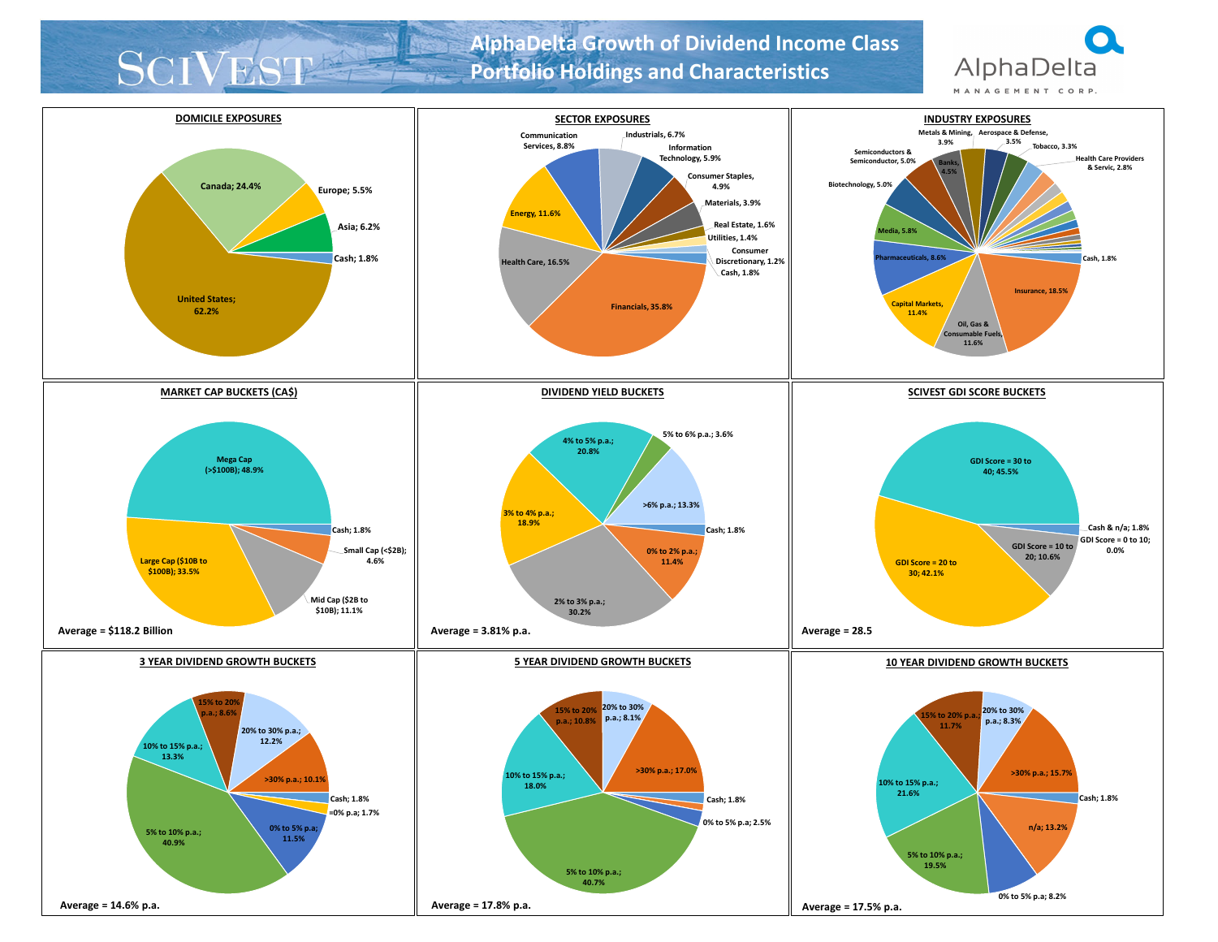# AlphaDelta Growth of Dividend Income Class Portfolio Holdings and Characteristics

SCIVEST

AlphaDelta MANAGEMENT CORP.

## DOMICILE EXPOSURES

Canada; 24.4%
Europe; 5.5%
Asia; 6.2%
Cash; 1.8%
United States; 62.2%

## SECTOR EXPOSURES

Communication Services, 8.8%
Industrials, 6.7%
Information Technology, 5.9%
Consumer Staples, 4.9%
Materials, 3.9%
Real Estate, 1.6%
Utilities, 1.4%
Consumer Discretionary, 1.2%
Cash, 1.8%
Energy, 11.6%
Health Care, 16.5%
Financials, 35.8%

## INDUSTRY EXPOSURES

Metals & Mining, 3.9%
Aerospace & Defense, 3.5%
Tobacco, 3.3%
Health Care Providers & Servic, 2.8%
Semiconductors & Semiconductor, 5.0%
Banks, 4.5%
Biotechnology, 5.0%
Media, 5.8%
Pharmaceuticals, 8.6%
Cash, 1.8%
Insurance, 18.5%
Capital Markets, 11.4%
Oil, Gas & Consumable Fuels, 11.6%

## MARKET CAP BUCKETS (CA$)

Mega Cap (>$100B); 48.9%
Cash; 1.8%
Small Cap (<$2B); 4.6%
Mid Cap ($2B to $10B); 11.1%
Large Cap ($10B to $100B); 33.5%

Average = $118.2 Billion

## DIVIDEND YIELD BUCKETS

4% to 5% p.a.; 20.8%
5% to 6% p.a.; 3.6%
>6% p.a.; 13.3%
Cash; 1.8%
0% to 2% p.a.; 11.4%
2% to 3% p.a.; 30.2%
3% to 4% p.a.; 18.9%

Average = 3.81% p.a.

## SCIVEST GDI SCORE BUCKETS

GDI Score = 30 to 40; 45.5%
Cash & n/a; 1.8%
GDI Score = 0 to 10; 0.0%
GDI Score = 10 to 20; 10.6%
GDI Score = 20 to 30; 42.1%

Average = 28.5

## 3 YEAR DIVIDEND GROWTH BUCKETS

15% to 20% p.a.; 8.6%
20% to 30% p.a.; 12.2%
>30% p.a.; 10.1%
Cash; 1.8%
=0% p.a; 1.7%
0% to 5% p.a; 11.5%
5% to 10% p.a.; 40.9%
10% to 15% p.a.; 13.3%

Average = 14.6% p.a.

## 5 YEAR DIVIDEND GROWTH BUCKETS

15% to 20% p.a.; 10.8%
20% to 30% p.a.; 8.1%
>30% p.a.; 17.0%
Cash; 1.8%
0% to 5% p.a; 2.5%
5% to 10% p.a.; 40.7%
10% to 15% p.a.; 18.0%

Average = 17.8% p.a.

## 10 YEAR DIVIDEND GROWTH BUCKETS

15% to 20% p.a.; 11.7%
20% to 30% p.a.; 8.3%
>30% p.a.; 15.7%
Cash; 1.8%
n/a; 13.2%
0% to 5% p.a; 8.2%
5% to 10% p.a.; 19.5%
10% to 15% p.a.; 21.6%

Average = 17.5% p.a.